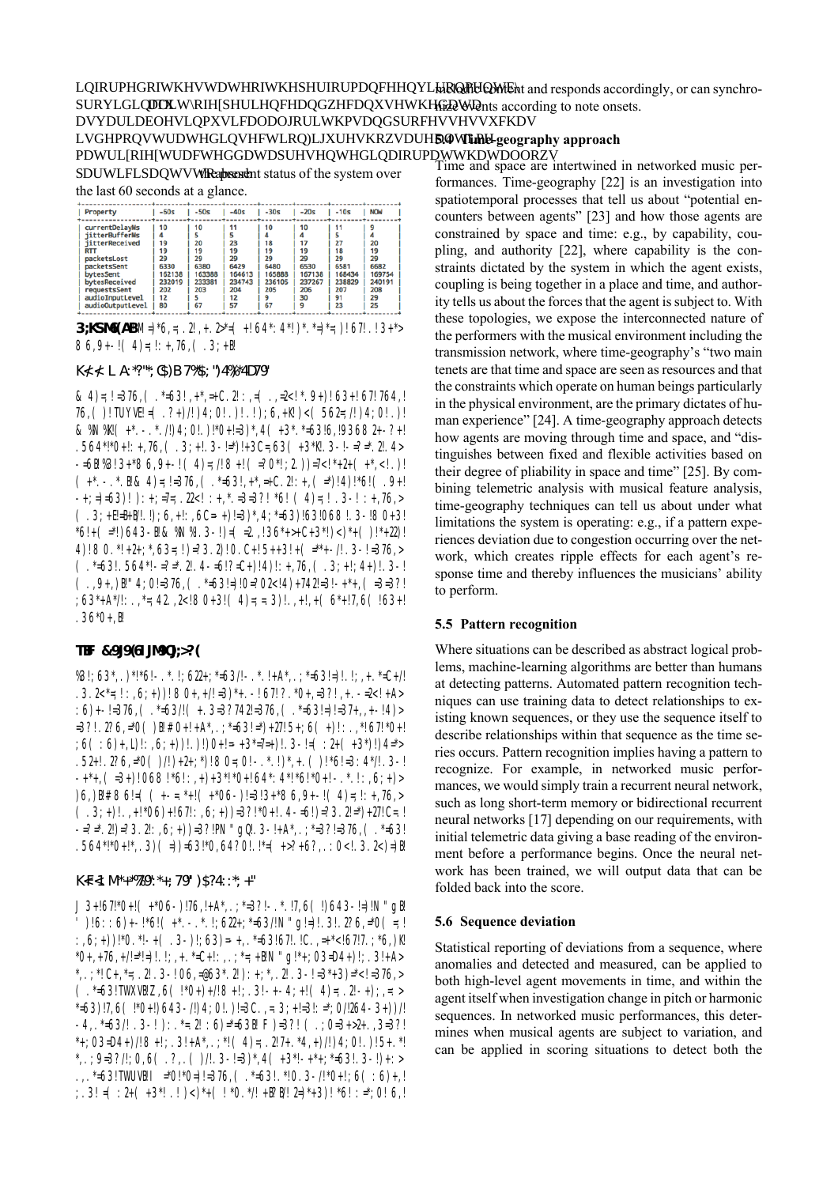represent status of the system over the last 60 seconds at a glance.

| Property | -60s | -50s | -40s | -30s | -20s | -10s | NOW |
|---|---|---|---|---|---|---|---|
| currentDelayMs | 10 | 10 | 11 | 10 | 10 | 11 | 9 |
| jitterBufferMs | 4 | 5 | 5 | 4 | 4 | 5 | 4 |
| jitterReceived | 19 | 20 | 23 | 18 | 17 | 27 | 20 |
| RTT | 19 | 19 | 19 | 19 | 19 | 18 | 19 |
| packetsLost | 29 | 29 | 29 | 29 | 29 | 29 | 29 |
| packetsSent | 6330 | 6380 | 6429 | 6480 | 6530 | 6581 | 6682 |
| bytesSent | 162138 | 163388 | 164613 | 165888 | 167138 | 168434 | 169754 |
| bytesReceived | 232019 | 233381 | 234743 | 236105 | 237267 | 238829 | 240191 |
| requestsSent | 202 | 203 | 204 | 205 | 206 | 207 | 208 |
| audioInputLevel | 12 | 5 | 12 | 9 | 30 | 91 | 29 |
| audioOutputLevel | 80 | 67 | 57 | 67 | 9 | 23 | 25 |

melodic content and responds accordingly, or can synchronize events according to note onsets.

## 5.4 Time-geography approach

Time and space are intertwined in networked music performances. Time-geography [22] is an investigation into spatiotemporal processes that tell us about "potential encounters between agents" [23] and how those agents are constrained by space and time: e.g., by capability, coupling, and authority [22], where capability is the constraints dictated by the system in which the agent exists, coupling is being together in a place and time, and authority tells us about the forces that the agent is subject to. With these topologies, we expose the interconnected nature of the performers with the musical environment including the transmission network, where time-geography's "two main tenets are that time and space are seen as resources and that the constraints which operate on human beings particularly in the physical environment, are the primary dictates of human experience" [24]. A time-geography approach detects how agents are moving through time and space, and "distinguishes between fixed and flexible activities based on their degree of pliability in space and time" [25]. By combining telemetric analysis with musical feature analysis, time-geography techniques can tell us about under what limitations the system is operating: e.g., if a pattern experiences deviation due to congestion occurring over the network, which creates ripple effects for each agent's response time and thereby influences the musicians' ability to perform.

## 5.5 Pattern recognition

Where situations can be described as abstract logical problems, machine-learning algorithms are better than humans at detecting patterns. Automated pattern recognition techniques can use training data to detect relationships to existing known sequences, or they use the sequence itself to describe relationships within that sequence as the time series occurs. Pattern recognition implies having a pattern to recognize. For example, in networked music performances, we would simply train a recurrent neural network, such as long short-term memory or bidirectional recurrent neural networks [17] depending on our requirements, with initial telemetric data giving a base reading of the environment before a performance begins. Once the neural network has been trained, we will output data that can be folded back into the score.

## 5.6 Sequence deviation

Statistical reporting of deviations from a sequence, where anomalies and detected and measured, can be applied to both high-level agent movements in time, and within the agent itself when investigation change in pitch or harmonic sequences. In networked music performances, this determines when musical agents are subject to variation, and can be applied in scoring situations to detect both the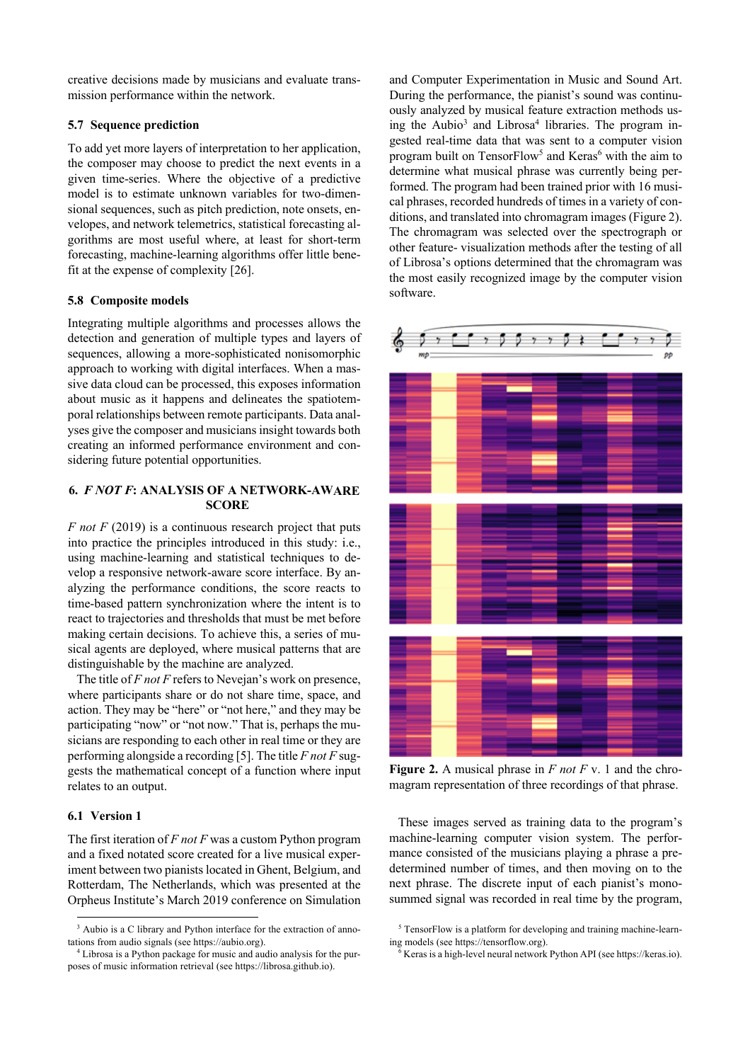creative decisions made by musicians and evaluate transmission performance within the network.

### 5.7 Sequence prediction

To add yet more layers of interpretation to her application, the composer may choose to predict the next events in a given time-series. Where the objective of a predictive model is to estimate unknown variables for two-dimensional sequences, such as pitch prediction, note onsets, envelopes, and network telemetrics, statistical forecasting algorithms are most useful where, at least for short-term forecasting, machine-learning algorithms offer little benefit at the expense of complexity [26].

### 5.8 Composite models

Integrating multiple algorithms and processes allows the detection and generation of multiple types and layers of sequences, allowing a more-sophisticated nonisomorphic approach to working with digital interfaces. When a massive data cloud can be processed, this exposes information about music as it happens and delineates the spatiotemporal relationships between remote participants. Data analyses give the composer and musicians insight towards both creating an informed performance environment and considering future potential opportunities.

## 6. *F NOT F*: ANALYSIS OF A NETWORK-AWARE SCORE

*F not F* (2019) is a continuous research project that puts into practice the principles introduced in this study: i.e., using machine-learning and statistical techniques to develop a responsive network-aware score interface. By analyzing the performance conditions, the score reacts to time-based pattern synchronization where the intent is to react to trajectories and thresholds that must be met before making certain decisions. To achieve this, a series of musical agents are deployed, where musical patterns that are distinguishable by the machine are analyzed.

The title of *F not F* refers to Nevejan's work on presence, where participants share or do not share time, space, and action. They may be "here" or "not here," and they may be participating "now" or "not now." That is, perhaps the musicians are responding to each other in real time or they are performing alongside a recording [5]. The title *F not F* suggests the mathematical concept of a function where input relates to an output.

### 6.1 Version 1

The first iteration of *F not F* was a custom Python program and a fixed notated score created for a live musical experiment between two pianists located in Ghent, Belgium, and Rotterdam, The Netherlands, which was presented at the Orpheus Institute's March 2019 conference on Simulation and Computer Experimentation in Music and Sound Art. During the performance, the pianist's sound was continuously analyzed by musical feature extraction methods using the Aubio[3] and Librosa[4] libraries. The program ingested real-time data that was sent to a computer vision program built on TensorFlow[5] and Keras[6] with the aim to determine what musical phrase was currently being performed. The program had been trained prior with 16 musical phrases, recorded hundreds of times in a variety of conditions, and translated into chromagram images (Figure 2). The chromagram was selected over the spectrograph or other feature- visualization methods after the testing of all of Librosa's options determined that the chromagram was the most easily recognized image by the computer vision software.

**Figure 2.** A musical phrase in *F not F* v. 1 and the chromagram representation of three recordings of that phrase.

These images served as training data to the program's machine-learning computer vision system. The performance consisted of the musicians playing a phrase a predetermined number of times, and then moving on to the next phrase. The discrete input of each pianist's monosummed signal was recorded in real time by the program,

[3] Aubio is a C library and Python interface for the extraction of annotations from audio signals (see https://aubio.org).

[4] Librosa is a Python package for music and audio analysis for the purposes of music information retrieval (see https://librosa.github.io).

[5] TensorFlow is a platform for developing and training machine-learning models (see https://tensorflow.org).

[6] Keras is a high-level neural network Python API (see https://keras.io).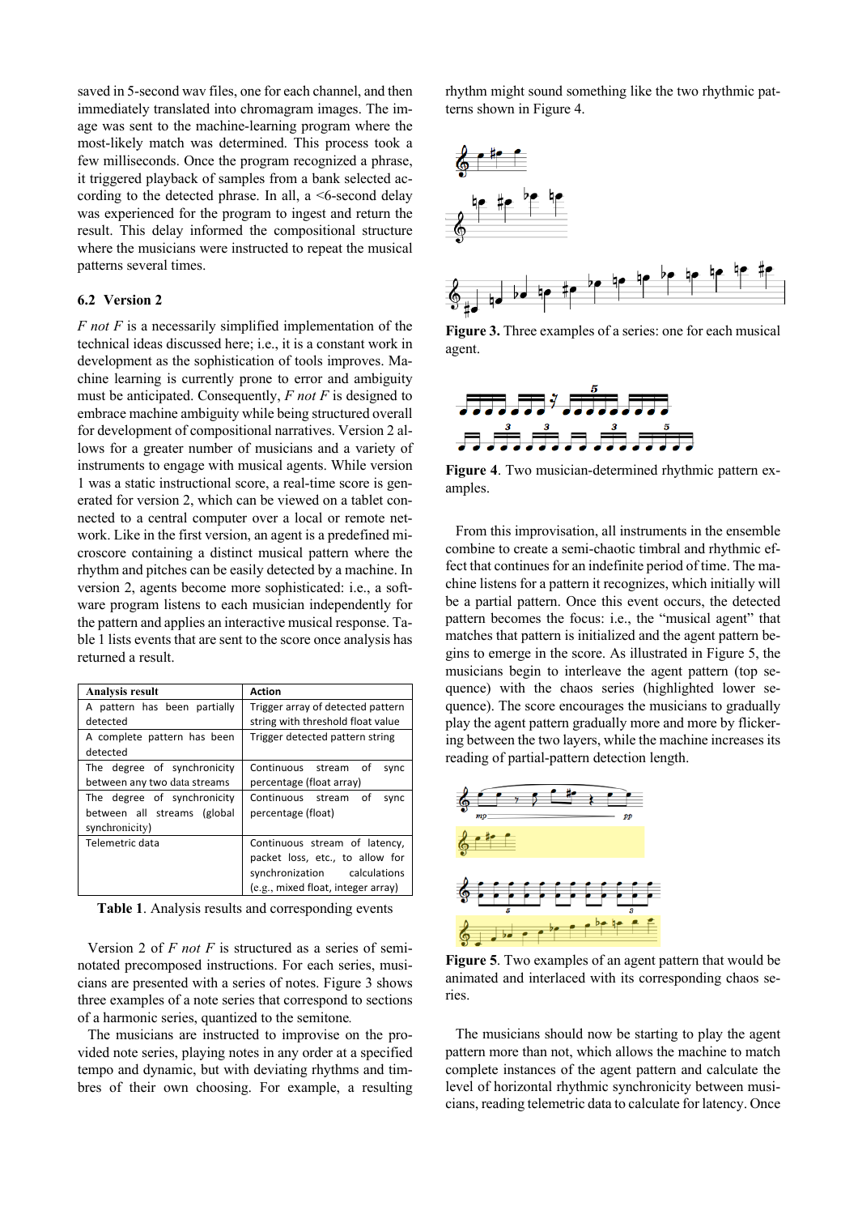saved in 5-second wav files, one for each channel, and then immediately translated into chromagram images. The image was sent to the machine-learning program where the most-likely match was determined. This process took a few milliseconds. Once the program recognized a phrase, it triggered playback of samples from a bank selected according to the detected phrase. In all, a <6-second delay was experienced for the program to ingest and return the result. This delay informed the compositional structure where the musicians were instructed to repeat the musical patterns several times.

### 6.2 Version 2

*F not F* is a necessarily simplified implementation of the technical ideas discussed here; i.e., it is a constant work in development as the sophistication of tools improves. Machine learning is currently prone to error and ambiguity must be anticipated. Consequently, *F not F* is designed to embrace machine ambiguity while being structured overall for development of compositional narratives. Version 2 allows for a greater number of musicians and a variety of instruments to engage with musical agents. While version 1 was a static instructional score, a real-time score is generated for version 2, which can be viewed on a tablet connected to a central computer over a local or remote network. Like in the first version, an agent is a predefined microscore containing a distinct musical pattern where the rhythm and pitches can be easily detected by a machine. In version 2, agents become more sophisticated: i.e., a software program listens to each musician independently for the pattern and applies an interactive musical response. Table 1 lists events that are sent to the score once analysis has returned a result.

| Analysis result | Action |
| --- | --- |
| A pattern has been partially detected | Trigger array of detected pattern string with threshold float value |
| A complete pattern has been detected | Trigger detected pattern string |
| The degree of synchronicity between any two data streams | Continuous stream of sync percentage (float array) |
| The degree of synchronicity between all streams (global synchronicity) | Continuous stream of sync percentage (float) |
| Telemetric data | Continuous stream of latency, packet loss, etc., to allow for synchronization calculations (e.g., mixed float, integer array) |

**Table 1**. Analysis results and corresponding events

Version 2 of *F not F* is structured as a series of semi-notated precomposed instructions. For each series, musicians are presented with a series of notes. Figure 3 shows three examples of a note series that correspond to sections of a harmonic series, quantized to the semitone.

The musicians are instructed to improvise on the provided note series, playing notes in any order at a specified tempo and dynamic, but with deviating rhythms and timbres of their own choosing. For example, a resulting rhythm might sound something like the two rhythmic patterns shown in Figure 4.

**Figure 3.** Three examples of a series: one for each musical agent.

**Figure 4**. Two musician-determined rhythmic pattern examples.

From this improvisation, all instruments in the ensemble combine to create a semi-chaotic timbral and rhythmic effect that continues for an indefinite period of time. The machine listens for a pattern it recognizes, which initially will be a partial pattern. Once this event occurs, the detected pattern becomes the focus: i.e., the "musical agent" that matches that pattern is initialized and the agent pattern begins to emerge in the score. As illustrated in Figure 5, the musicians begin to interleave the agent pattern (top sequence) with the chaos series (highlighted lower sequence). The score encourages the musicians to gradually play the agent pattern gradually more and more by flickering between the two layers, while the machine increases its reading of partial-pattern detection length.

**Figure 5**. Two examples of an agent pattern that would be animated and interlaced with its corresponding chaos series.

The musicians should now be starting to play the agent pattern more than not, which allows the machine to match complete instances of the agent pattern and calculate the level of horizontal rhythmic synchronicity between musicians, reading telemetric data to calculate for latency. Once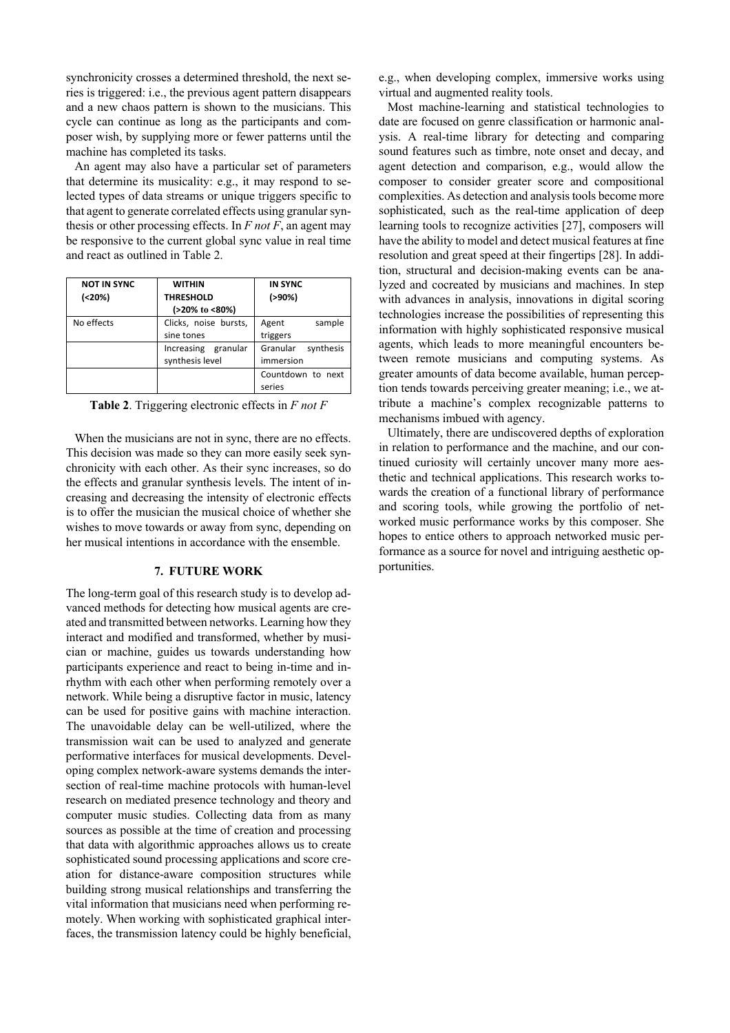synchronicity crosses a determined threshold, the next series is triggered: i.e., the previous agent pattern disappears and a new chaos pattern is shown to the musicians. This cycle can continue as long as the participants and composer wish, by supplying more or fewer patterns until the machine has completed its tasks.

An agent may also have a particular set of parameters that determine its musicality: e.g., it may respond to selected types of data streams or unique triggers specific to that agent to generate correlated effects using granular synthesis or other processing effects. In *F not F*, an agent may be responsive to the current global sync value in real time and react as outlined in Table 2.

| **NOT IN SYNC (<20%)** | **WITHIN THRESHOLD (>20% to <80%)** | **IN SYNC (>90%)** |
|---|---|---|
| No effects | Clicks, noise bursts, sine tones | Agent sample triggers |
| | Increasing granular synthesis level | Granular synthesis immersion |
| | | Countdown to next series |

**Table 2**. Triggering electronic effects in *F not F*

When the musicians are not in sync, there are no effects. This decision was made so they can more easily seek synchronicity with each other. As their sync increases, so do the effects and granular synthesis levels. The intent of increasing and decreasing the intensity of electronic effects is to offer the musician the musical choice of whether she wishes to move towards or away from sync, depending on her musical intentions in accordance with the ensemble.

## 7. FUTURE WORK

The long-term goal of this research study is to develop advanced methods for detecting how musical agents are created and transmitted between networks. Learning how they interact and modified and transformed, whether by musician or machine, guides us towards understanding how participants experience and react to being in-time and in-rhythm with each other when performing remotely over a network. While being a disruptive factor in music, latency can be used for positive gains with machine interaction. The unavoidable delay can be well-utilized, where the transmission wait can be used to analyzed and generate performative interfaces for musical developments. Developing complex network-aware systems demands the intersection of real-time machine protocols with human-level research on mediated presence technology and theory and computer music studies. Collecting data from as many sources as possible at the time of creation and processing that data with algorithmic approaches allows us to create sophisticated sound processing applications and score creation for distance-aware composition structures while building strong musical relationships and transferring the vital information that musicians need when performing remotely. When working with sophisticated graphical interfaces, the transmission latency could be highly beneficial, e.g., when developing complex, immersive works using virtual and augmented reality tools.

Most machine-learning and statistical technologies to date are focused on genre classification or harmonic analysis. A real-time library for detecting and comparing sound features such as timbre, note onset and decay, and agent detection and comparison, e.g., would allow the composer to consider greater score and compositional complexities. As detection and analysis tools become more sophisticated, such as the real-time application of deep learning tools to recognize activities [27], composers will have the ability to model and detect musical features at fine resolution and great speed at their fingertips [28]. In addition, structural and decision-making events can be analyzed and cocreated by musicians and machines. In step with advances in analysis, innovations in digital scoring technologies increase the possibilities of representing this information with highly sophisticated responsive musical agents, which leads to more meaningful encounters between remote musicians and computing systems. As greater amounts of data become available, human perception tends towards perceiving greater meaning; i.e., we attribute a machine's complex recognizable patterns to mechanisms imbued with agency.

Ultimately, there are undiscovered depths of exploration in relation to performance and the machine, and our continued curiosity will certainly uncover many more aesthetic and technical applications. This research works towards the creation of a functional library of performance and scoring tools, while growing the portfolio of networked music performance works by this composer. She hopes to entice others to approach networked music performance as a source for novel and intriguing aesthetic opportunities.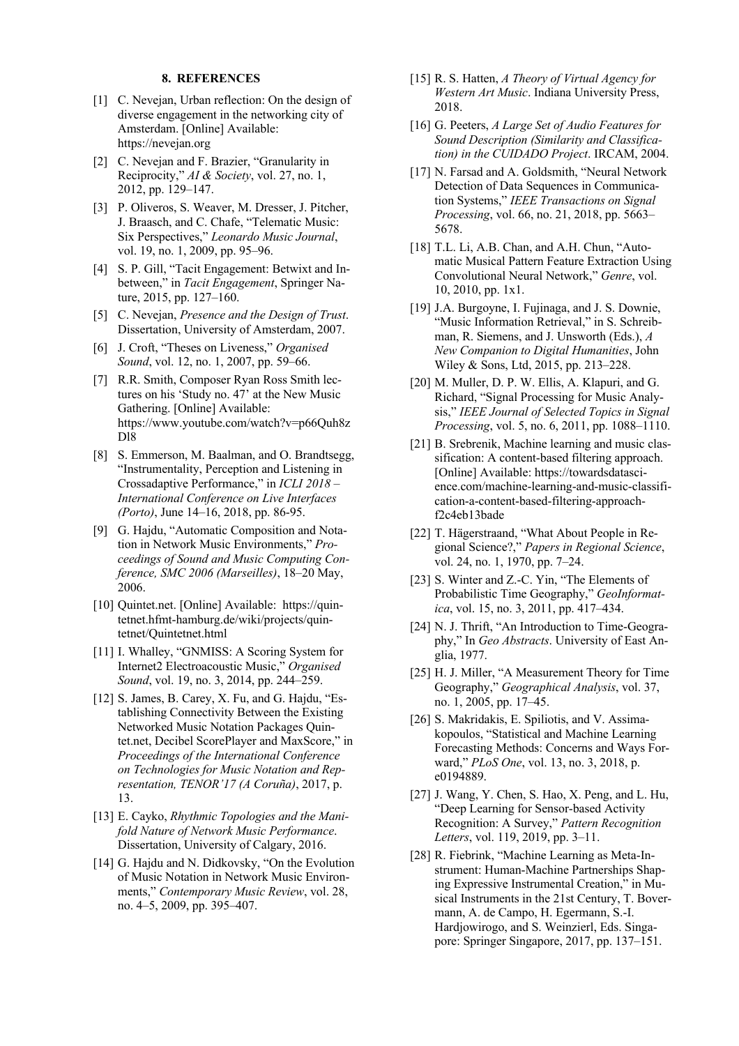## 8. REFERENCES

[1] C. Nevejan, Urban reflection: On the design of diverse engagement in the networking city of Amsterdam. [Online] Available: https://nevejan.org

[2] C. Nevejan and F. Brazier, "Granularity in Reciprocity," *AI & Society*, vol. 27, no. 1, 2012, pp. 129–147.

[3] P. Oliveros, S. Weaver, M. Dresser, J. Pitcher, J. Braasch, and C. Chafe, "Telematic Music: Six Perspectives," *Leonardo Music Journal*, vol. 19, no. 1, 2009, pp. 95–96.

[4] S. P. Gill, "Tacit Engagement: Betwixt and In-between," in *Tacit Engagement*, Springer Nature, 2015, pp. 127–160.

[5] C. Nevejan, *Presence and the Design of Trust*. Dissertation, University of Amsterdam, 2007.

[6] J. Croft, "Theses on Liveness," *Organised Sound*, vol. 12, no. 1, 2007, pp. 59–66.

[7] R.R. Smith, Composer Ryan Ross Smith lectures on his 'Study no. 47' at the New Music Gathering. [Online] Available: https://www.youtube.com/watch?v=p66Quh8zDl8

[8] S. Emmerson, M. Baalman, and O. Brandtsegg, "Instrumentality, Perception and Listening in Crossadaptive Performance," in *ICLI 2018 – International Conference on Live Interfaces (Porto)*, June 14–16, 2018, pp. 86-95.

[9] G. Hajdu, "Automatic Composition and Notation in Network Music Environments," *Proceedings of Sound and Music Computing Conference, SMC 2006 (Marseilles)*, 18–20 May, 2006.

[10] Quintet.net. [Online] Available: https://quintetnet.hfmt-hamburg.de/wiki/projects/quintetnet/Quintetnet.html

[11] I. Whalley, "GNMISS: A Scoring System for Internet2 Electroacoustic Music," *Organised Sound*, vol. 19, no. 3, 2014, pp. 244–259.

[12] S. James, B. Carey, X. Fu, and G. Hajdu, "Establishing Connectivity Between the Existing Networked Music Notation Packages Quintet.net, Decibel ScorePlayer and MaxScore," in *Proceedings of the International Conference on Technologies for Music Notation and Representation, TENOR'17 (A Coruña)*, 2017, p. 13.

[13] E. Cayko, *Rhythmic Topologies and the Manifold Nature of Network Music Performance*. Dissertation, University of Calgary, 2016.

[14] G. Hajdu and N. Didkovsky, "On the Evolution of Music Notation in Network Music Environments," *Contemporary Music Review*, vol. 28, no. 4–5, 2009, pp. 395–407.

[15] R. S. Hatten, *A Theory of Virtual Agency for Western Art Music*. Indiana University Press, 2018.

[16] G. Peeters, *A Large Set of Audio Features for Sound Description (Similarity and Classification) in the CUIDADO Project*. IRCAM, 2004.

[17] N. Farsad and A. Goldsmith, "Neural Network Detection of Data Sequences in Communication Systems," *IEEE Transactions on Signal Processing*, vol. 66, no. 21, 2018, pp. 5663–5678.

[18] T.L. Li, A.B. Chan, and A.H. Chun, "Automatic Musical Pattern Feature Extraction Using Convolutional Neural Network," *Genre*, vol. 10, 2010, pp. 1x1.

[19] J.A. Burgoyne, I. Fujinaga, and J. S. Downie, "Music Information Retrieval," in S. Schreibman, R. Siemens, and J. Unsworth (Eds.), *A New Companion to Digital Humanities*, John Wiley & Sons, Ltd, 2015, pp. 213–228.

[20] M. Muller, D. P. W. Ellis, A. Klapuri, and G. Richard, "Signal Processing for Music Analysis," *IEEE Journal of Selected Topics in Signal Processing*, vol. 5, no. 6, 2011, pp. 1088–1110.

[21] B. Srebrenik, Machine learning and music classification: A content-based filtering approach. [Online] Available: https://towardsdatascience.com/machine-learning-and-music-classification-a-content-based-filtering-approach-f2c4eb13bade

[22] T. Hägerstraand, "What About People in Regional Science?," *Papers in Regional Science*, vol. 24, no. 1, 1970, pp. 7–24.

[23] S. Winter and Z.-C. Yin, "The Elements of Probabilistic Time Geography," *GeoInformatica*, vol. 15, no. 3, 2011, pp. 417–434.

[24] N. J. Thrift, "An Introduction to Time-Geography," In *Geo Abstracts*. University of East Anglia, 1977.

[25] H. J. Miller, "A Measurement Theory for Time Geography," *Geographical Analysis*, vol. 37, no. 1, 2005, pp. 17–45.

[26] S. Makridakis, E. Spiliotis, and V. Assimakopoulos, "Statistical and Machine Learning Forecasting Methods: Concerns and Ways Forward," *PLoS One*, vol. 13, no. 3, 2018, p. e0194889.

[27] J. Wang, Y. Chen, S. Hao, X. Peng, and L. Hu, "Deep Learning for Sensor-based Activity Recognition: A Survey," *Pattern Recognition Letters*, vol. 119, 2019, pp. 3–11.

[28] R. Fiebrink, "Machine Learning as Meta-Instrument: Human-Machine Partnerships Shaping Expressive Instrumental Creation," in Musical Instruments in the 21st Century, T. Bovermann, A. de Campo, H. Egermann, S.-I. Hardjowirogo, and S. Weinzierl, Eds. Singapore: Springer Singapore, 2017, pp. 137–151.